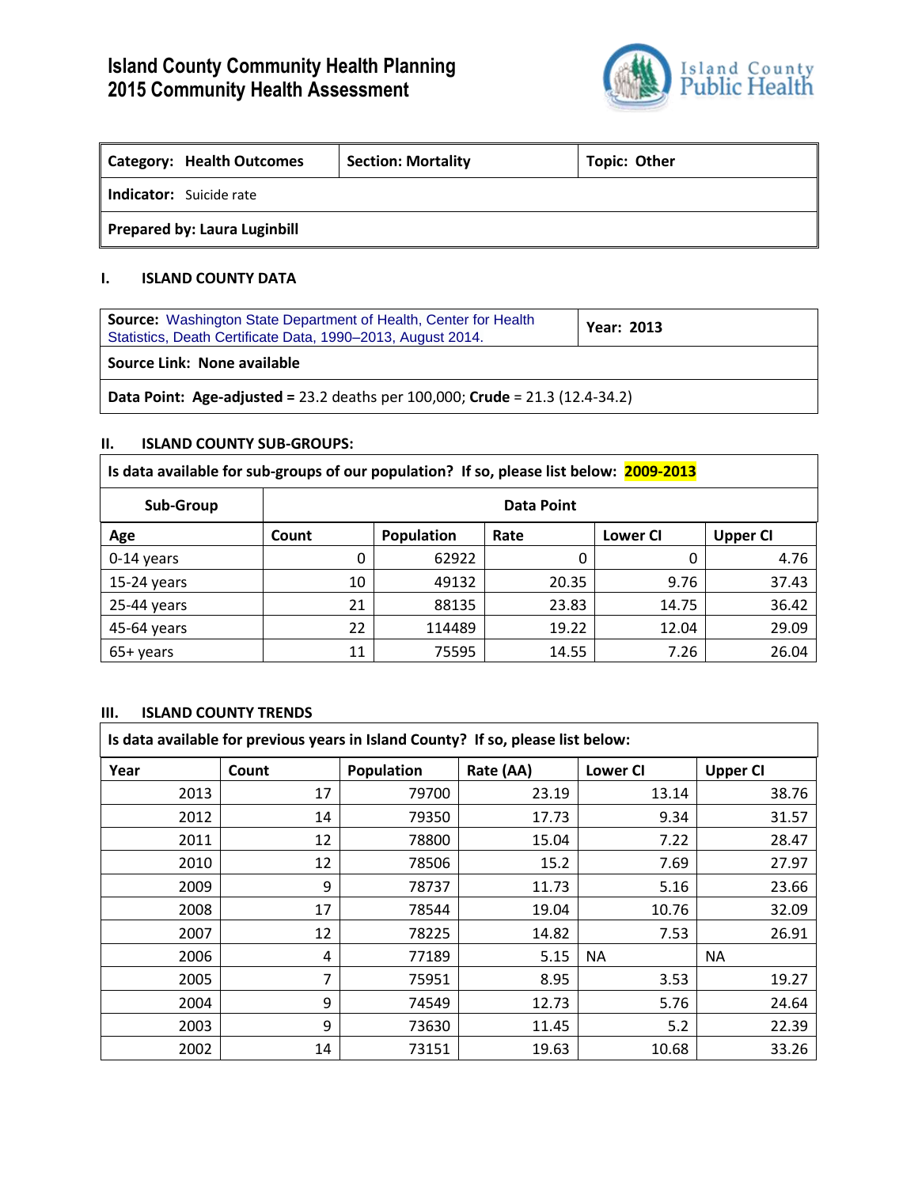# Island County Community Health Planning
# 2015 Community Health Assessment

| **Category: Health Outcomes** | **Section: Mortality** | **Topic: Other** |
|---|---|---|
| **Indicator:** Suicide rate | | |
| **Prepared by: Laura Luginbill** | | |

## I. ISLAND COUNTY DATA

| **Source:** Washington State Department of Health, Center for Health Statistics, Death Certificate Data, 1990–2013, August 2014. | **Year: 2013** |
|---|---|
| **Source Link: None available** | |
| **Data Point: Age-adjusted =** 23.2 deaths per 100,000; **Crude** = 21.3 (12.4-34.2) | |

## II. ISLAND COUNTY SUB-GROUPS:

**Is data available for sub-groups of our population? If so, please list below: 2009-2013**

| Sub-Group | Data Point | | | | |
|---|---|---|---|---|---|
| **Age** | **Count** | **Population** | **Rate** | **Lower CI** | **Upper CI** |
| 0-14 years | 0 | 62922 | 0 | 0 | 4.76 |
| 15-24 years | 10 | 49132 | 20.35 | 9.76 | 37.43 |
| 25-44 years | 21 | 88135 | 23.83 | 14.75 | 36.42 |
| 45-64 years | 22 | 114489 | 19.22 | 12.04 | 29.09 |
| 65+ years | 11 | 75595 | 14.55 | 7.26 | 26.04 |

## III. ISLAND COUNTY TRENDS

**Is data available for previous years in Island County? If so, please list below:**

| Year | Count | Population | Rate (AA) | Lower CI | Upper CI |
|---|---|---|---|---|---|
| 2013 | 17 | 79700 | 23.19 | 13.14 | 38.76 |
| 2012 | 14 | 79350 | 17.73 | 9.34 | 31.57 |
| 2011 | 12 | 78800 | 15.04 | 7.22 | 28.47 |
| 2010 | 12 | 78506 | 15.2 | 7.69 | 27.97 |
| 2009 | 9 | 78737 | 11.73 | 5.16 | 23.66 |
| 2008 | 17 | 78544 | 19.04 | 10.76 | 32.09 |
| 2007 | 12 | 78225 | 14.82 | 7.53 | 26.91 |
| 2006 | 4 | 77189 | 5.15 | NA | NA |
| 2005 | 7 | 75951 | 8.95 | 3.53 | 19.27 |
| 2004 | 9 | 74549 | 12.73 | 5.76 | 24.64 |
| 2003 | 9 | 73630 | 11.45 | 5.2 | 22.39 |
| 2002 | 14 | 73151 | 19.63 | 10.68 | 33.26 |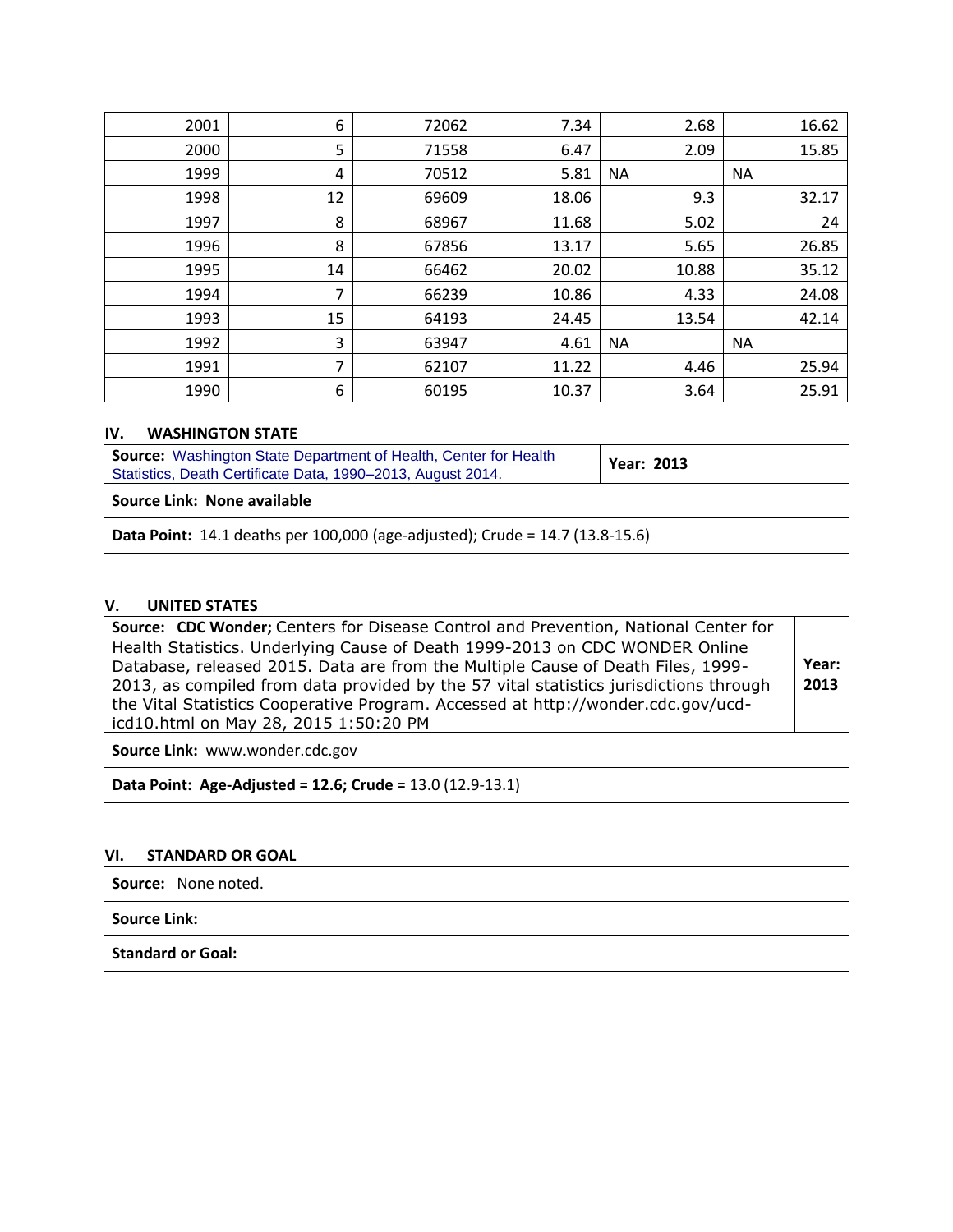| | | | | | |
|---|---|---|---|---|---|
| 2001 | 6 | 72062 | 7.34 | 2.68 | 16.62 |
| 2000 | 5 | 71558 | 6.47 | 2.09 | 15.85 |
| 1999 | 4 | 70512 | 5.81 | NA | NA |
| 1998 | 12 | 69609 | 18.06 | 9.3 | 32.17 |
| 1997 | 8 | 68967 | 11.68 | 5.02 | 24 |
| 1996 | 8 | 67856 | 13.17 | 5.65 | 26.85 |
| 1995 | 14 | 66462 | 20.02 | 10.88 | 35.12 |
| 1994 | 7 | 66239 | 10.86 | 4.33 | 24.08 |
| 1993 | 15 | 64193 | 24.45 | 13.54 | 42.14 |
| 1992 | 3 | 63947 | 4.61 | NA | NA |
| 1991 | 7 | 62107 | 11.22 | 4.46 | 25.94 |
| 1990 | 6 | 60195 | 10.37 | 3.64 | 25.91 |

## IV. WASHINGTON STATE

| | |
|---|---|
| **Source:** Washington State Department of Health, Center for Health Statistics, Death Certificate Data, 1990–2013, August 2014. | **Year: 2013** |
| **Source Link: None available** | |
| **Data Point:** 14.1 deaths per 100,000 (age-adjusted); Crude = 14.7 (13.8-15.6) | |

## V. UNITED STATES

| | |
|---|---|
| **Source: CDC Wonder;** Centers for Disease Control and Prevention, National Center for Health Statistics. Underlying Cause of Death 1999-2013 on CDC WONDER Online Database, released 2015. Data are from the Multiple Cause of Death Files, 1999-2013, as compiled from data provided by the 57 vital statistics jurisdictions through the Vital Statistics Cooperative Program. Accessed at http://wonder.cdc.gov/ucd-icd10.html on May 28, 2015 1:50:20 PM | **Year: 2013** |
| **Source Link:** www.wonder.cdc.gov | |
| **Data Point: Age-Adjusted = 12.6; Crude =** 13.0 (12.9-13.1) | |

## VI. STANDARD OR GOAL

| |
|---|
| **Source:** None noted. |
| **Source Link:** |
| **Standard or Goal:** |